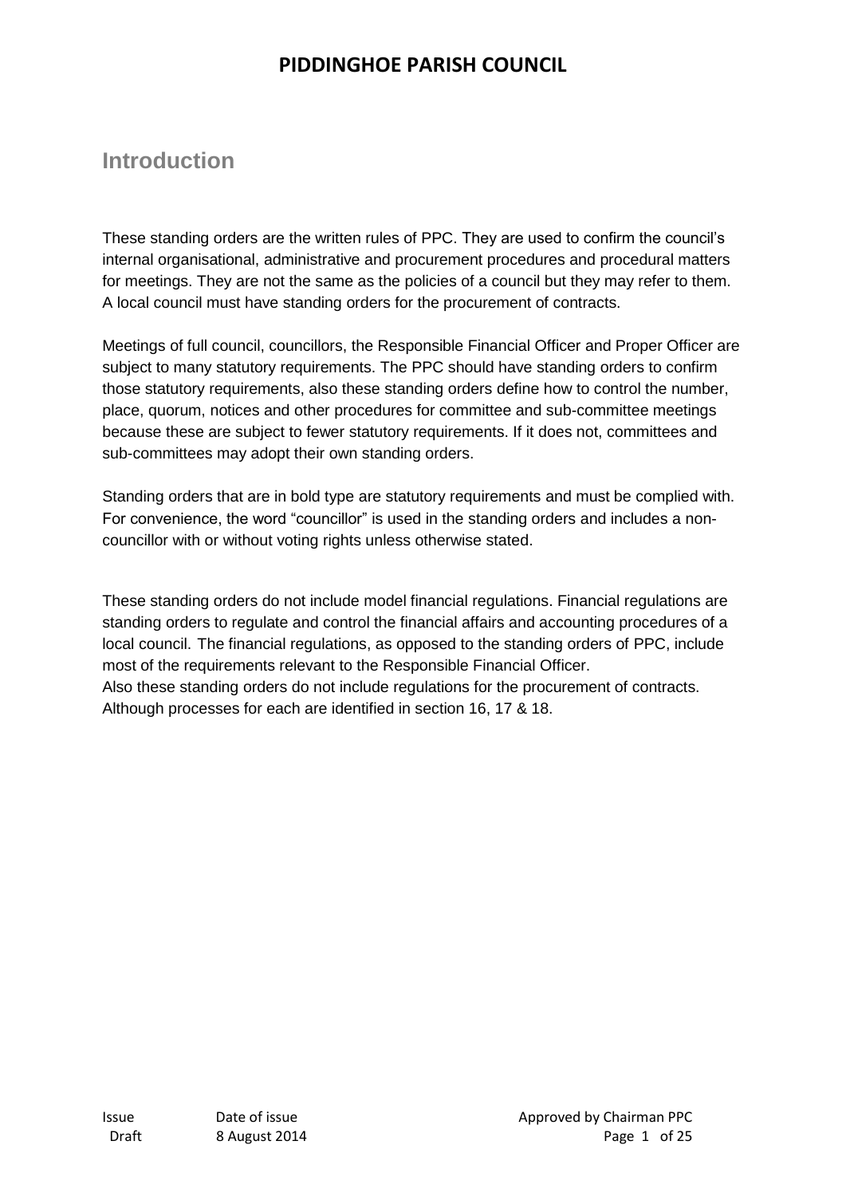# PIDDINGHOE PARISH COUNCIL

## Introduction

These standing orders are the written rules of PPC. They are used to confirm the council's internal organisational, administrative and procurement procedures and procedural matters for meetings. They are not the same as the policies of a council but they may refer to them. A local council must have standing orders for the procurement of contracts.

Meetings of full council, councillors, the Responsible Financial Officer and Proper Officer are subject to many statutory requirements. The PPC should have standing orders to confirm those statutory requirements, also these standing orders define how to control the number, place, quorum, notices and other procedures for committee and sub-committee meetings because these are subject to fewer statutory requirements. If it does not, committees and sub-committees may adopt their own standing orders.

Standing orders that are in bold type are statutory requirements and must be complied with. For convenience, the word "councillor" is used in the standing orders and includes a non-councillor with or without voting rights unless otherwise stated.

These standing orders do not include model financial regulations. Financial regulations are standing orders to regulate and control the financial affairs and accounting procedures of a local council. The financial regulations, as opposed to the standing orders of PPC, include most of the requirements relevant to the Responsible Financial Officer.
Also these standing orders do not include regulations for the procurement of contracts. Although processes for each are identified in section 16, 17 & 18.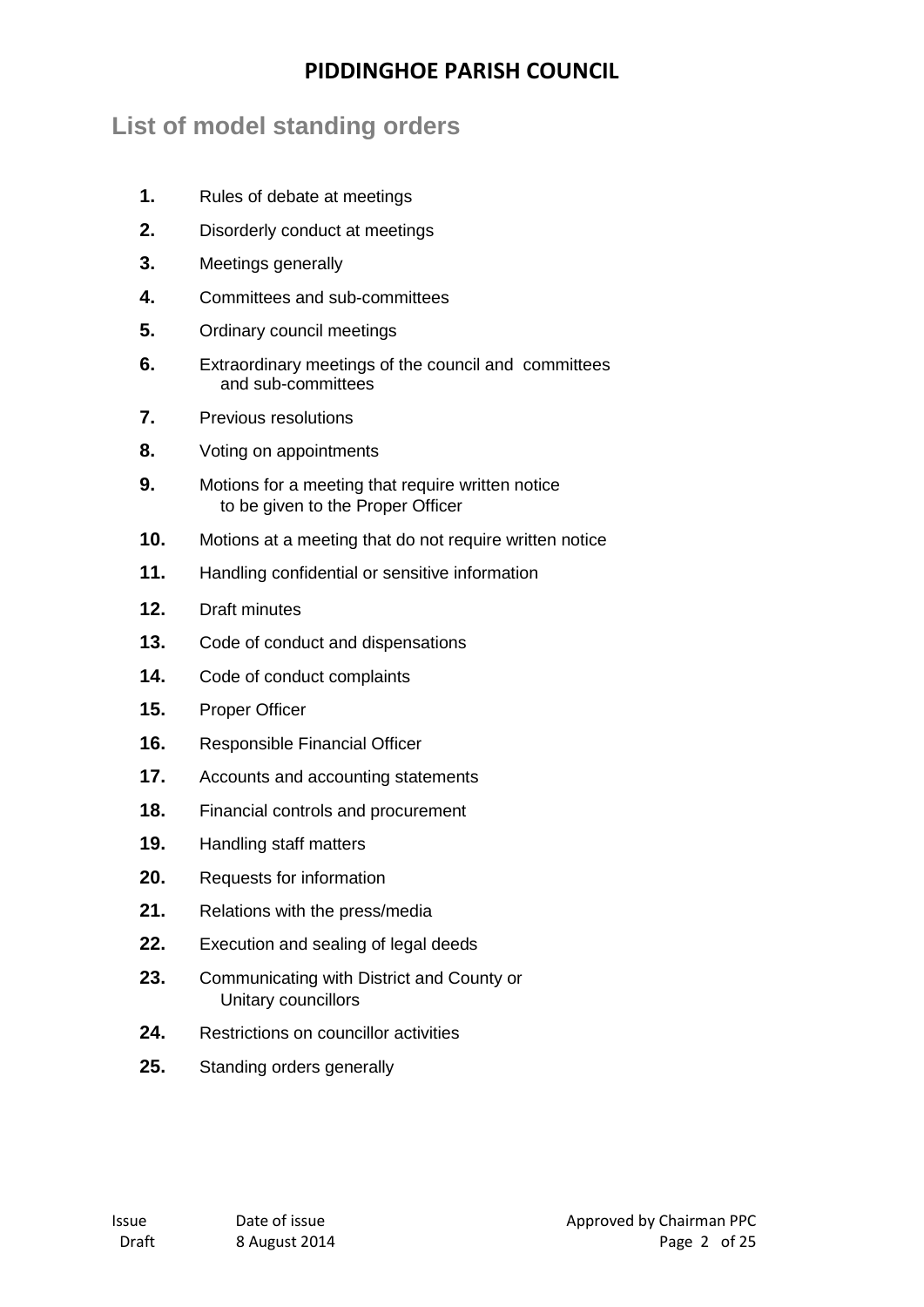## List of model standing orders

1. Rules of debate at meetings
2. Disorderly conduct at meetings
3. Meetings generally
4. Committees and sub-committees
5. Ordinary council meetings
6. Extraordinary meetings of the council and committees and sub-committees
7. Previous resolutions
8. Voting on appointments
9. Motions for a meeting that require written notice to be given to the Proper Officer
10. Motions at a meeting that do not require written notice
11. Handling confidential or sensitive information
12. Draft minutes
13. Code of conduct and dispensations
14. Code of conduct complaints
15. Proper Officer
16. Responsible Financial Officer
17. Accounts and accounting statements
18. Financial controls and procurement
19. Handling staff matters
20. Requests for information
21. Relations with the press/media
22. Execution and sealing of legal deeds
23. Communicating with District and County or Unitary councillors
24. Restrictions on councillor activities
25. Standing orders generally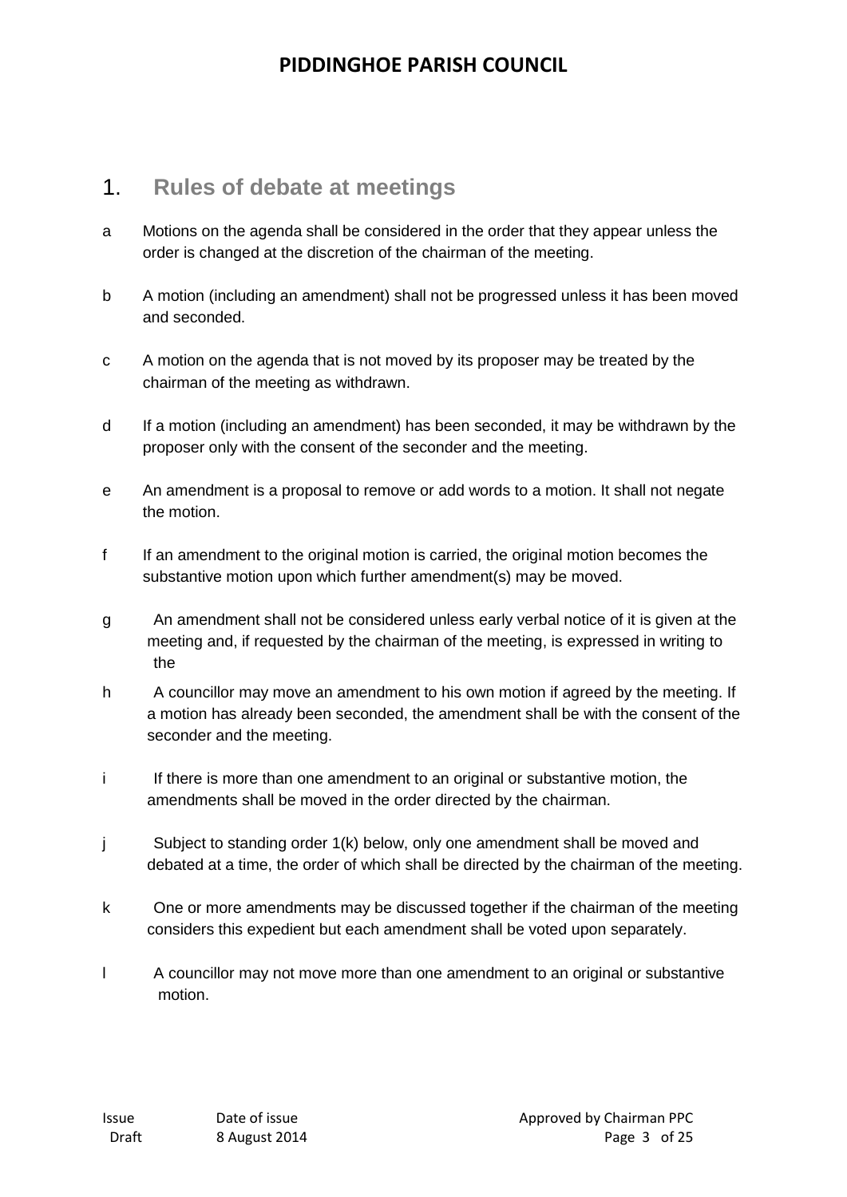# PIDDINGHOE PARISH COUNCIL

## 1. Rules of debate at meetings

a Motions on the agenda shall be considered in the order that they appear unless the order is changed at the discretion of the chairman of the meeting.

b A motion (including an amendment) shall not be progressed unless it has been moved and seconded.

c A motion on the agenda that is not moved by its proposer may be treated by the chairman of the meeting as withdrawn.

d If a motion (including an amendment) has been seconded, it may be withdrawn by the proposer only with the consent of the seconder and the meeting.

e An amendment is a proposal to remove or add words to a motion. It shall not negate the motion.

f If an amendment to the original motion is carried, the original motion becomes the substantive motion upon which further amendment(s) may be moved.

g An amendment shall not be considered unless early verbal notice of it is given at the meeting and, if requested by the chairman of the meeting, is expressed in writing to the

h A councillor may move an amendment to his own motion if agreed by the meeting. If a motion has already been seconded, the amendment shall be with the consent of the seconder and the meeting.

i If there is more than one amendment to an original or substantive motion, the amendments shall be moved in the order directed by the chairman.

j Subject to standing order 1(k) below, only one amendment shall be moved and debated at a time, the order of which shall be directed by the chairman of the meeting.

k One or more amendments may be discussed together if the chairman of the meeting considers this expedient but each amendment shall be voted upon separately.

l A councillor may not move more than one amendment to an original or substantive motion.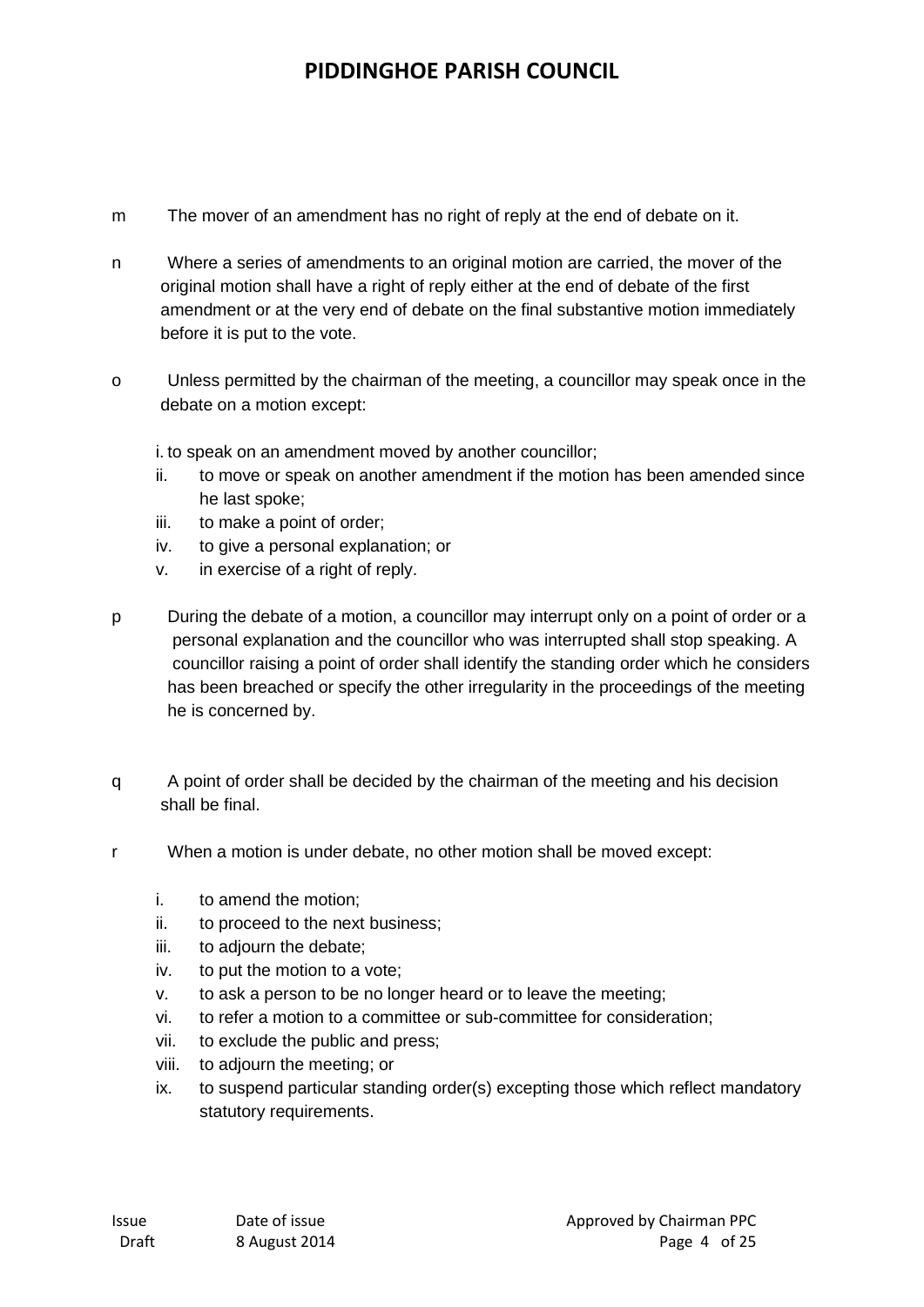m The mover of an amendment has no right of reply at the end of debate on it.

n Where a series of amendments to an original motion are carried, the mover of the original motion shall have a right of reply either at the end of debate of the first amendment or at the very end of debate on the final substantive motion immediately before it is put to the vote.

o Unless permitted by the chairman of the meeting, a councillor may speak once in the debate on a motion except:

i. to speak on an amendment moved by another councillor;
ii. to move or speak on another amendment if the motion has been amended since he last spoke;
iii. to make a point of order;
iv. to give a personal explanation; or
v. in exercise of a right of reply.

p During the debate of a motion, a councillor may interrupt only on a point of order or a personal explanation and the councillor who was interrupted shall stop speaking. A councillor raising a point of order shall identify the standing order which he considers has been breached or specify the other irregularity in the proceedings of the meeting he is concerned by.

q A point of order shall be decided by the chairman of the meeting and his decision shall be final.

r When a motion is under debate, no other motion shall be moved except:

i. to amend the motion;
ii. to proceed to the next business;
iii. to adjourn the debate;
iv. to put the motion to a vote;
v. to ask a person to be no longer heard or to leave the meeting;
vi. to refer a motion to a committee or sub-committee for consideration;
vii. to exclude the public and press;
viii. to adjourn the meeting; or
ix. to suspend particular standing order(s) excepting those which reflect mandatory statutory requirements.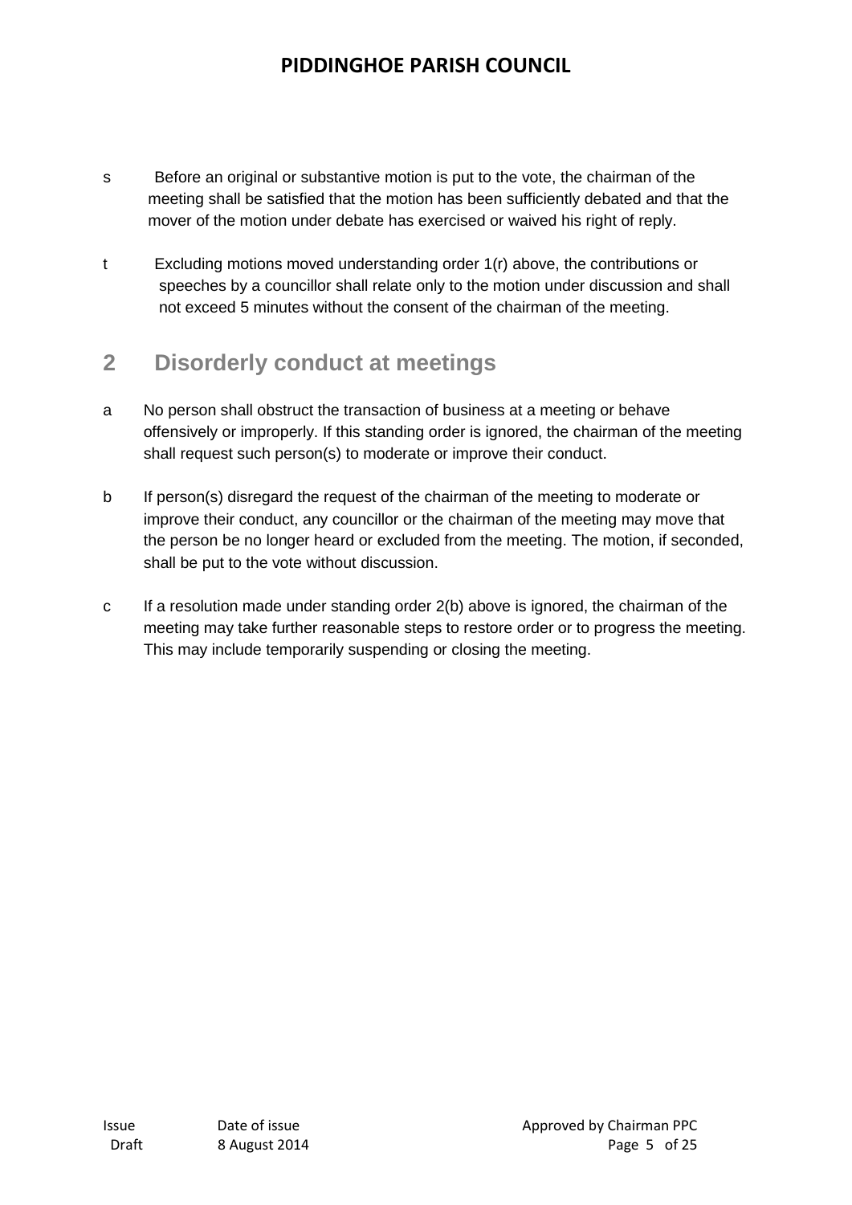s Before an original or substantive motion is put to the vote, the chairman of the meeting shall be satisfied that the motion has been sufficiently debated and that the mover of the motion under debate has exercised or waived his right of reply.

t Excluding motions moved understanding order 1(r) above, the contributions or speeches by a councillor shall relate only to the motion under discussion and shall not exceed 5 minutes without the consent of the chairman of the meeting.

## 2 Disorderly conduct at meetings

a No person shall obstruct the transaction of business at a meeting or behave offensively or improperly. If this standing order is ignored, the chairman of the meeting shall request such person(s) to moderate or improve their conduct.

b If person(s) disregard the request of the chairman of the meeting to moderate or improve their conduct, any councillor or the chairman of the meeting may move that the person be no longer heard or excluded from the meeting. The motion, if seconded, shall be put to the vote without discussion.

c If a resolution made under standing order 2(b) above is ignored, the chairman of the meeting may take further reasonable steps to restore order or to progress the meeting. This may include temporarily suspending or closing the meeting.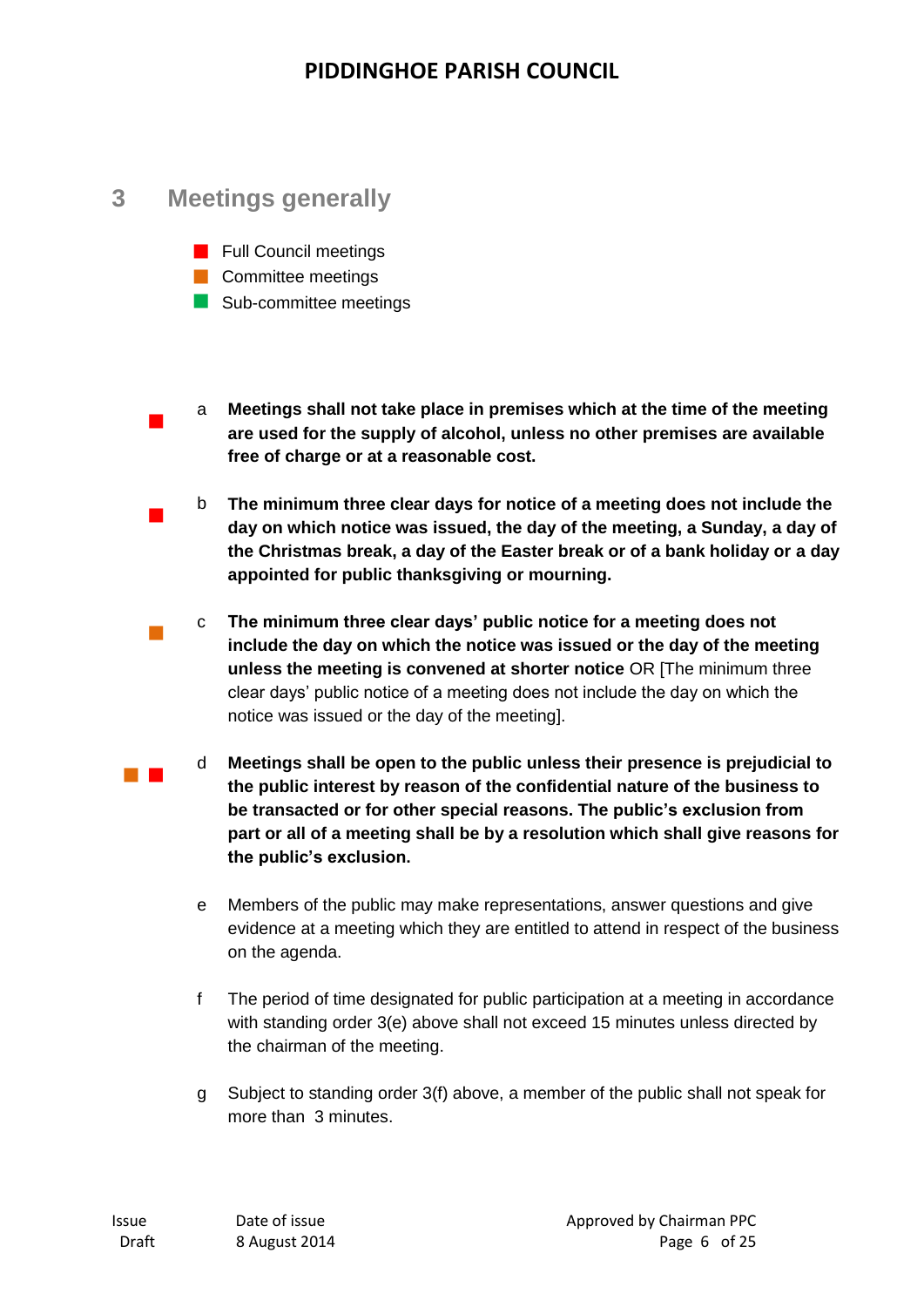## 3 Meetings generally

- ■ Full Council meetings
- ■ Committee meetings
- ■ Sub-committee meetings

■ a **Meetings shall not take place in premises which at the time of the meeting are used for the supply of alcohol, unless no other premises are available free of charge or at a reasonable cost.**

■ b **The minimum three clear days for notice of a meeting does not include the day on which notice was issued, the day of the meeting, a Sunday, a day of the Christmas break, a day of the Easter break or of a bank holiday or a day appointed for public thanksgiving or mourning.**

■ c **The minimum three clear days' public notice for a meeting does not include the day on which the notice was issued or the day of the meeting unless the meeting is convened at shorter notice** OR [The minimum three clear days' public notice of a meeting does not include the day on which the notice was issued or the day of the meeting].

■ ■ d **Meetings shall be open to the public unless their presence is prejudicial to the public interest by reason of the confidential nature of the business to be transacted or for other special reasons. The public's exclusion from part or all of a meeting shall be by a resolution which shall give reasons for the public's exclusion.**

e Members of the public may make representations, answer questions and give evidence at a meeting which they are entitled to attend in respect of the business on the agenda.

f The period of time designated for public participation at a meeting in accordance with standing order 3(e) above shall not exceed 15 minutes unless directed by the chairman of the meeting.

g Subject to standing order 3(f) above, a member of the public shall not speak for more than 3 minutes.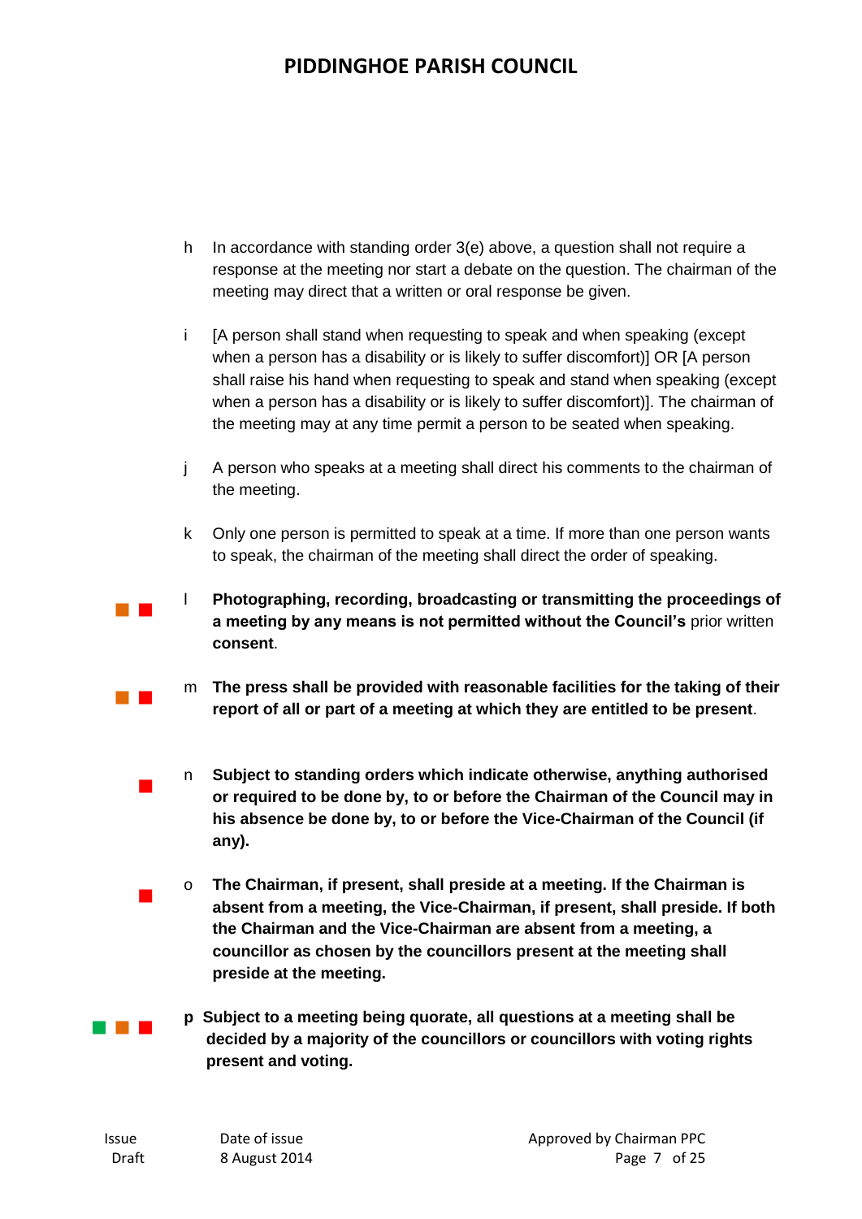h In accordance with standing order 3(e) above, a question shall not require a response at the meeting nor start a debate on the question. The chairman of the meeting may direct that a written or oral response be given.

i [A person shall stand when requesting to speak and when speaking (except when a person has a disability or is likely to suffer discomfort)] OR [A person shall raise his hand when requesting to speak and stand when speaking (except when a person has a disability or is likely to suffer discomfort)]. The chairman of the meeting may at any time permit a person to be seated when speaking.

j A person who speaks at a meeting shall direct his comments to the chairman of the meeting.

k Only one person is permitted to speak at a time. If more than one person wants to speak, the chairman of the meeting shall direct the order of speaking.

l **Photographing, recording, broadcasting or transmitting the proceedings of a meeting by any means is not permitted without the Council's** prior written **consent**.

m **The press shall be provided with reasonable facilities for the taking of their report of all or part of a meeting at which they are entitled to be present**.

n **Subject to standing orders which indicate otherwise, anything authorised or required to be done by, to or before the Chairman of the Council may in his absence be done by, to or before the Vice-Chairman of the Council (if any).**

o **The Chairman, if present, shall preside at a meeting. If the Chairman is absent from a meeting, the Vice-Chairman, if present, shall preside. If both the Chairman and the Vice-Chairman are absent from a meeting, a councillor as chosen by the councillors present at the meeting shall preside at the meeting.**

**p Subject to a meeting being quorate, all questions at a meeting shall be decided by a majority of the councillors or councillors with voting rights present and voting.**

| Issue | Date of issue | Approved by Chairman PPC |
| --- | --- | --- |
| Draft | 8 August 2014 | |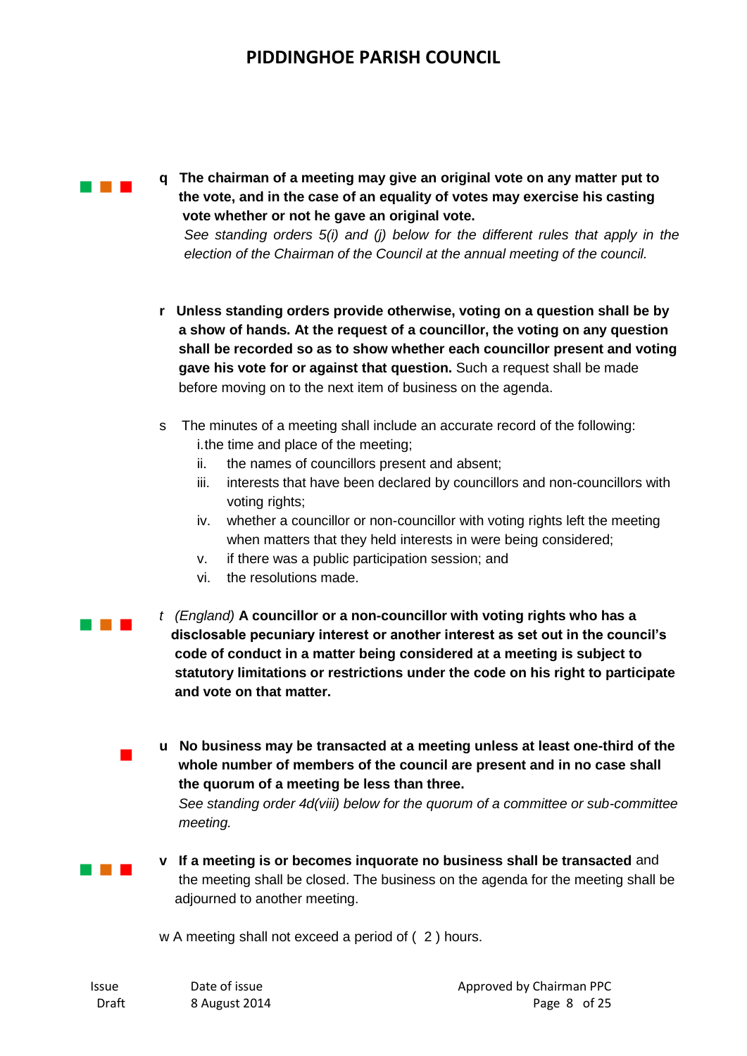**q The chairman of a meeting may give an original vote on any matter put to the vote, and in the case of an equality of votes may exercise his casting vote whether or not he gave an original vote.**

*See standing orders 5(i) and (j) below for the different rules that apply in the election of the Chairman of the Council at the annual meeting of the council.*

**r Unless standing orders provide otherwise, voting on a question shall be by a show of hands. At the request of a councillor, the voting on any question shall be recorded so as to show whether each councillor present and voting gave his vote for or against that question.** Such a request shall be made before moving on to the next item of business on the agenda.

s The minutes of a meeting shall include an accurate record of the following:

i. the time and place of the meeting;
ii. the names of councillors present and absent;
iii. interests that have been declared by councillors and non-councillors with voting rights;
iv. whether a councillor or non-councillor with voting rights left the meeting when matters that they held interests in were being considered;
v. if there was a public participation session; and
vi. the resolutions made.

*t (England)* **A councillor or a non-councillor with voting rights who has a disclosable pecuniary interest or another interest as set out in the council's code of conduct in a matter being considered at a meeting is subject to statutory limitations or restrictions under the code on his right to participate and vote on that matter.**

**u No business may be transacted at a meeting unless at least one-third of the whole number of members of the council are present and in no case shall the quorum of a meeting be less than three.**

*See standing order 4d(viii) below for the quorum of a committee or sub-committee meeting.*

**v If a meeting is or becomes inquorate no business shall be transacted** and the meeting shall be closed. The business on the agenda for the meeting shall be adjourned to another meeting.

w A meeting shall not exceed a period of ( 2 ) hours.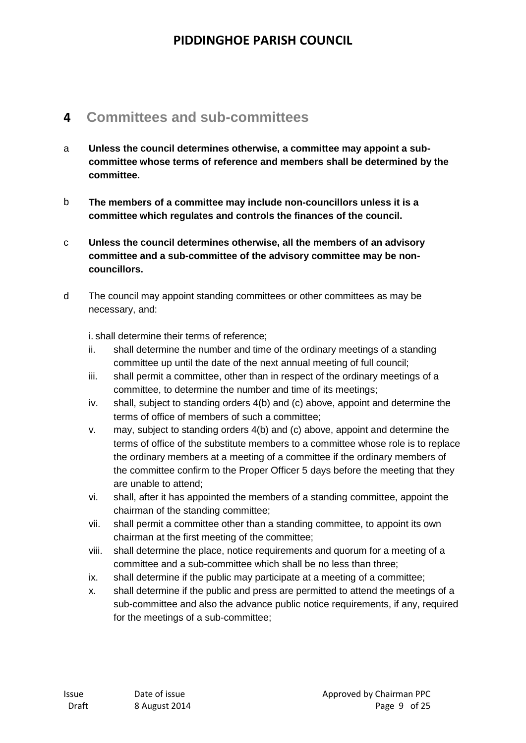## 4 Committees and sub-committees

a **Unless the council determines otherwise, a committee may appoint a sub-committee whose terms of reference and members shall be determined by the committee.**

b **The members of a committee may include non-councillors unless it is a committee which regulates and controls the finances of the council.**

c **Unless the council determines otherwise, all the members of an advisory committee and a sub-committee of the advisory committee may be non-councillors.**

d The council may appoint standing committees or other committees as may be necessary, and:

i. shall determine their terms of reference;

ii. shall determine the number and time of the ordinary meetings of a standing committee up until the date of the next annual meeting of full council;

iii. shall permit a committee, other than in respect of the ordinary meetings of a committee, to determine the number and time of its meetings;

iv. shall, subject to standing orders 4(b) and (c) above, appoint and determine the terms of office of members of such a committee;

v. may, subject to standing orders 4(b) and (c) above, appoint and determine the terms of office of the substitute members to a committee whose role is to replace the ordinary members at a meeting of a committee if the ordinary members of the committee confirm to the Proper Officer 5 days before the meeting that they are unable to attend;

vi. shall, after it has appointed the members of a standing committee, appoint the chairman of the standing committee;

vii. shall permit a committee other than a standing committee, to appoint its own chairman at the first meeting of the committee;

viii. shall determine the place, notice requirements and quorum for a meeting of a committee and a sub-committee which shall be no less than three;

ix. shall determine if the public may participate at a meeting of a committee;

x. shall determine if the public and press are permitted to attend the meetings of a sub-committee and also the advance public notice requirements, if any, required for the meetings of a sub-committee;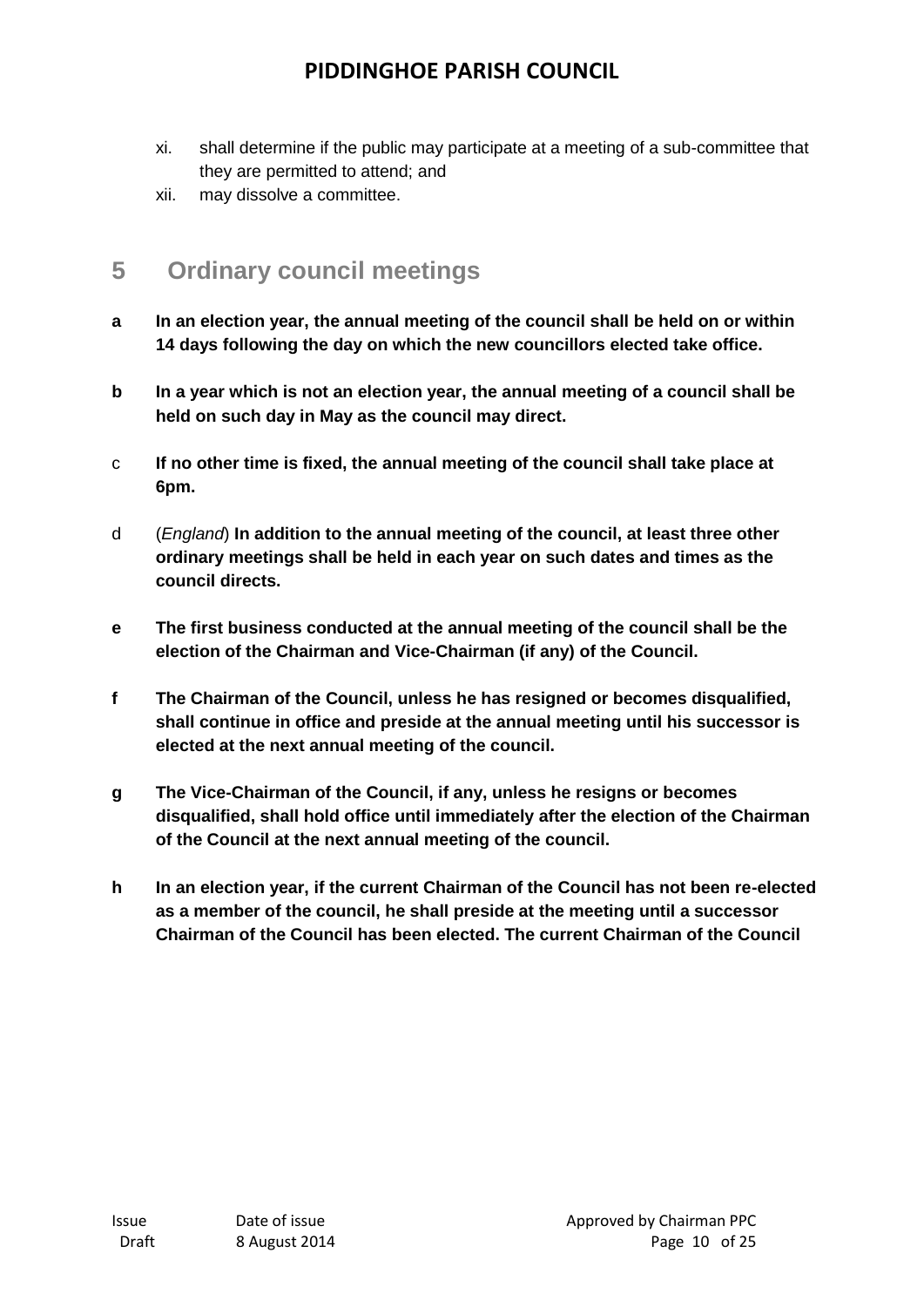xi. shall determine if the public may participate at a meeting of a sub-committee that they are permitted to attend; and

xii. may dissolve a committee.

## 5 Ordinary council meetings

**a In an election year, the annual meeting of the council shall be held on or within 14 days following the day on which the new councillors elected take office.**

**b In a year which is not an election year, the annual meeting of a council shall be held on such day in May as the council may direct.**

c **If no other time is fixed, the annual meeting of the council shall take place at 6pm.**

d (*England*) **In addition to the annual meeting of the council, at least three other ordinary meetings shall be held in each year on such dates and times as the council directs.**

**e The first business conducted at the annual meeting of the council shall be the election of the Chairman and Vice-Chairman (if any) of the Council.**

**f The Chairman of the Council, unless he has resigned or becomes disqualified, shall continue in office and preside at the annual meeting until his successor is elected at the next annual meeting of the council.**

**g The Vice-Chairman of the Council, if any, unless he resigns or becomes disqualified, shall hold office until immediately after the election of the Chairman of the Council at the next annual meeting of the council.**

**h In an election year, if the current Chairman of the Council has not been re-elected as a member of the council, he shall preside at the meeting until a successor Chairman of the Council has been elected. The current Chairman of the Council**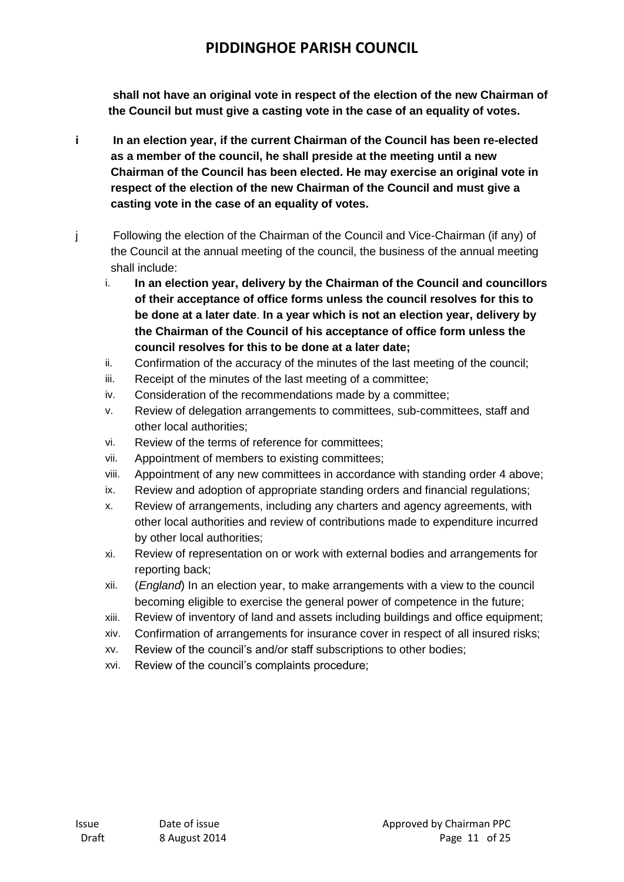**shall not have an original vote in respect of the election of the new Chairman of the Council but must give a casting vote in the case of an equality of votes.**

**i In an election year, if the current Chairman of the Council has been re-elected as a member of the council, he shall preside at the meeting until a new Chairman of the Council has been elected. He may exercise an original vote in respect of the election of the new Chairman of the Council and must give a casting vote in the case of an equality of votes.**

j Following the election of the Chairman of the Council and Vice-Chairman (if any) of the Council at the annual meeting of the council, the business of the annual meeting shall include:

i. **In an election year, delivery by the Chairman of the Council and councillors of their acceptance of office forms unless the council resolves for this to be done at a later date**. **In a year which is not an election year, delivery by the Chairman of the Council of his acceptance of office form unless the council resolves for this to be done at a later date;**
ii. Confirmation of the accuracy of the minutes of the last meeting of the council;
iii. Receipt of the minutes of the last meeting of a committee;
iv. Consideration of the recommendations made by a committee;
v. Review of delegation arrangements to committees, sub-committees, staff and other local authorities;
vi. Review of the terms of reference for committees;
vii. Appointment of members to existing committees;
viii. Appointment of any new committees in accordance with standing order 4 above;
ix. Review and adoption of appropriate standing orders and financial regulations;
x. Review of arrangements, including any charters and agency agreements, with other local authorities and review of contributions made to expenditure incurred by other local authorities;
xi. Review of representation on or work with external bodies and arrangements for reporting back;
xii. (*England*) In an election year, to make arrangements with a view to the council becoming eligible to exercise the general power of competence in the future;
xiii. Review of inventory of land and assets including buildings and office equipment;
xiv. Confirmation of arrangements for insurance cover in respect of all insured risks;
xv. Review of the council's and/or staff subscriptions to other bodies;
xvi. Review of the council's complaints procedure;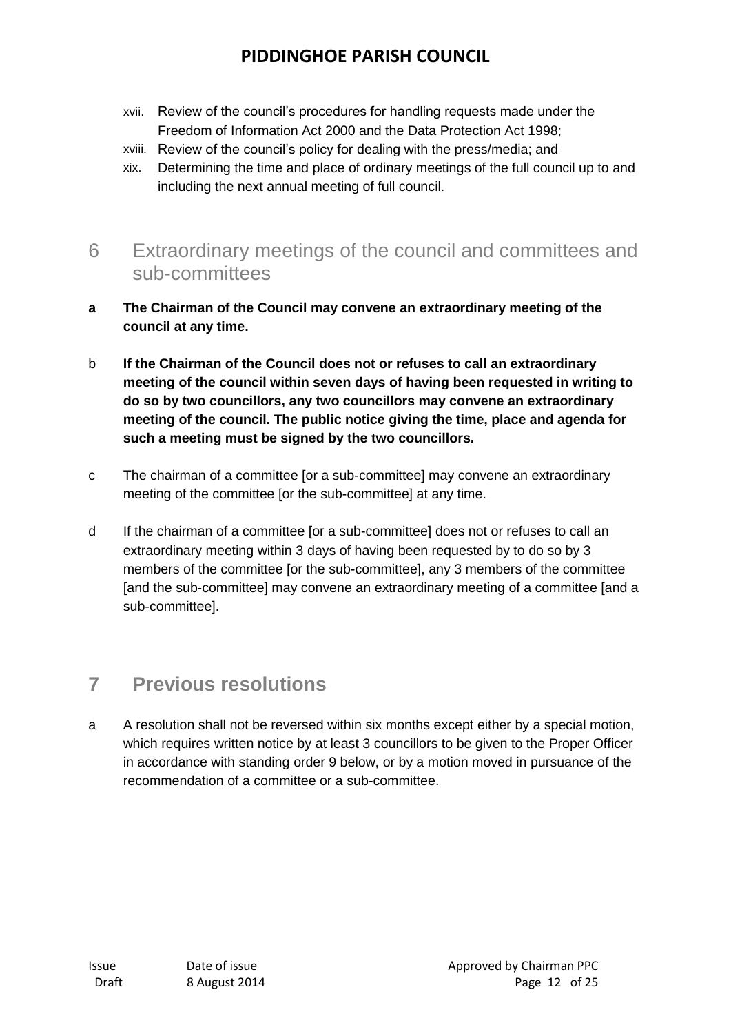xvii. Review of the council's procedures for handling requests made under the Freedom of Information Act 2000 and the Data Protection Act 1998;

xviii. Review of the council's policy for dealing with the press/media; and

xix. Determining the time and place of ordinary meetings of the full council up to and including the next annual meeting of full council.

## 6 Extraordinary meetings of the council and committees and sub-committees

**a The Chairman of the Council may convene an extraordinary meeting of the council at any time.**

b **If the Chairman of the Council does not or refuses to call an extraordinary meeting of the council within seven days of having been requested in writing to do so by two councillors, any two councillors may convene an extraordinary meeting of the council. The public notice giving the time, place and agenda for such a meeting must be signed by the two councillors.**

c The chairman of a committee [or a sub-committee] may convene an extraordinary meeting of the committee [or the sub-committee] at any time.

d If the chairman of a committee [or a sub-committee] does not or refuses to call an extraordinary meeting within 3 days of having been requested by to do so by 3 members of the committee [or the sub-committee], any 3 members of the committee [and the sub-committee] may convene an extraordinary meeting of a committee [and a sub-committee].

## **7 Previous resolutions**

a A resolution shall not be reversed within six months except either by a special motion, which requires written notice by at least 3 councillors to be given to the Proper Officer in accordance with standing order 9 below, or by a motion moved in pursuance of the recommendation of a committee or a sub-committee.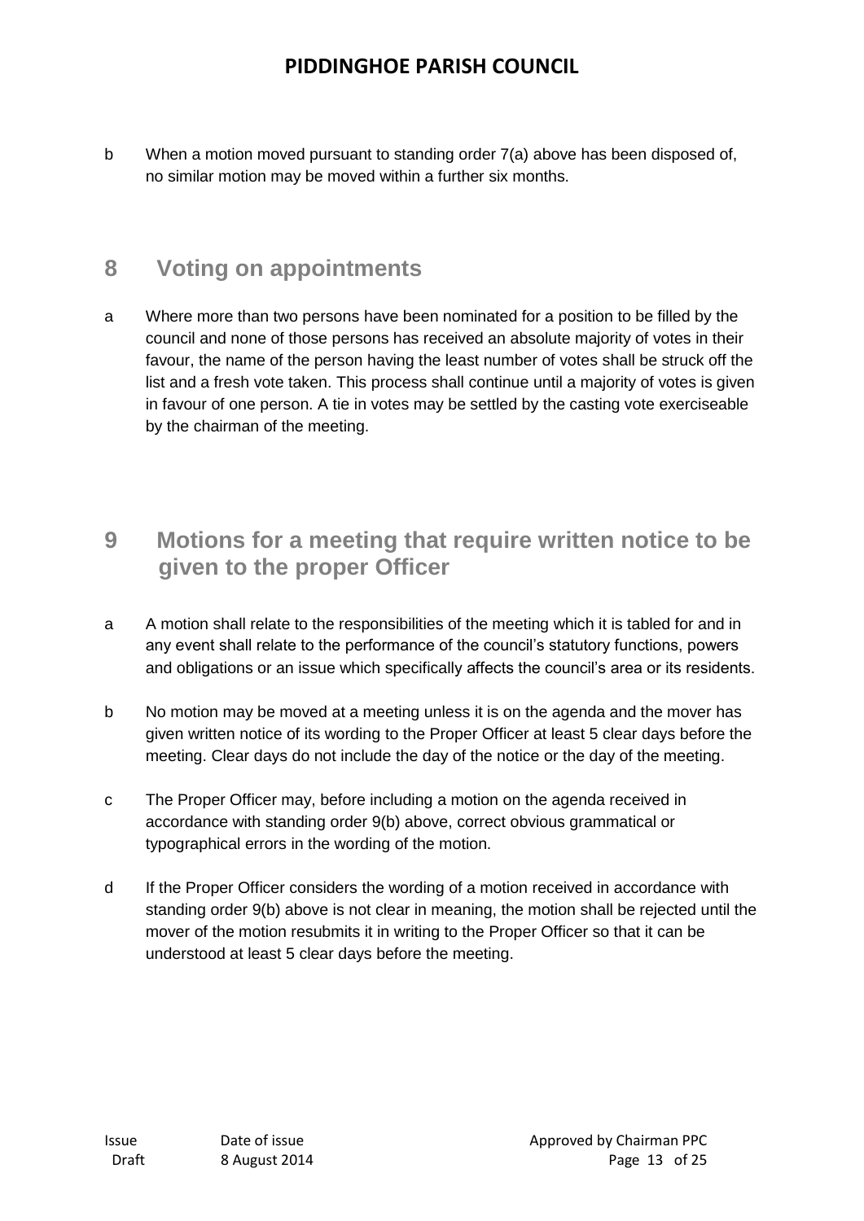b When a motion moved pursuant to standing order 7(a) above has been disposed of, no similar motion may be moved within a further six months.

## 8 Voting on appointments

a Where more than two persons have been nominated for a position to be filled by the council and none of those persons has received an absolute majority of votes in their favour, the name of the person having the least number of votes shall be struck off the list and a fresh vote taken. This process shall continue until a majority of votes is given in favour of one person. A tie in votes may be settled by the casting vote exerciseable by the chairman of the meeting.

## 9 Motions for a meeting that require written notice to be given to the proper Officer

a A motion shall relate to the responsibilities of the meeting which it is tabled for and in any event shall relate to the performance of the council's statutory functions, powers and obligations or an issue which specifically affects the council's area or its residents.

b No motion may be moved at a meeting unless it is on the agenda and the mover has given written notice of its wording to the Proper Officer at least 5 clear days before the meeting. Clear days do not include the day of the notice or the day of the meeting.

c The Proper Officer may, before including a motion on the agenda received in accordance with standing order 9(b) above, correct obvious grammatical or typographical errors in the wording of the motion.

d If the Proper Officer considers the wording of a motion received in accordance with standing order 9(b) above is not clear in meaning, the motion shall be rejected until the mover of the motion resubmits it in writing to the Proper Officer so that it can be understood at least 5 clear days before the meeting.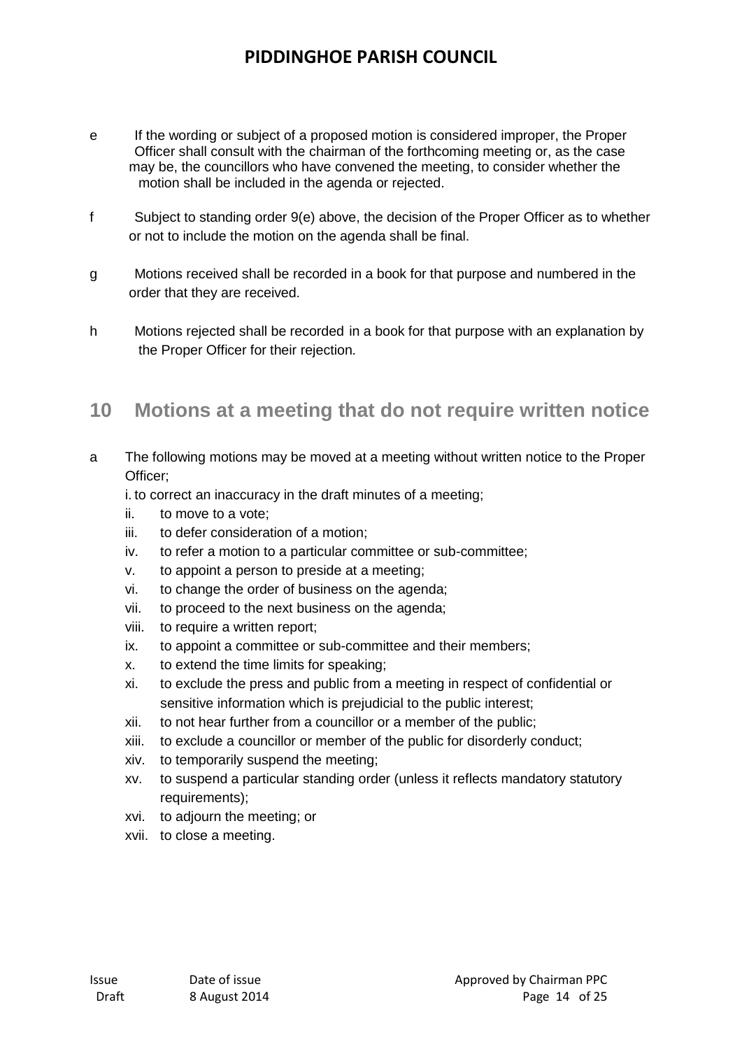e If the wording or subject of a proposed motion is considered improper, the Proper Officer shall consult with the chairman of the forthcoming meeting or, as the case may be, the councillors who have convened the meeting, to consider whether the motion shall be included in the agenda or rejected.

f Subject to standing order 9(e) above, the decision of the Proper Officer as to whether or not to include the motion on the agenda shall be final.

g Motions received shall be recorded in a book for that purpose and numbered in the order that they are received.

h Motions rejected shall be recorded in a book for that purpose with an explanation by the Proper Officer for their rejection.

## 10 Motions at a meeting that do not require written notice

a The following motions may be moved at a meeting without written notice to the Proper Officer;

i. to correct an inaccuracy in the draft minutes of a meeting;
ii. to move to a vote;
iii. to defer consideration of a motion;
iv. to refer a motion to a particular committee or sub-committee;
v. to appoint a person to preside at a meeting;
vi. to change the order of business on the agenda;
vii. to proceed to the next business on the agenda;
viii. to require a written report;
ix. to appoint a committee or sub-committee and their members;
x. to extend the time limits for speaking;
xi. to exclude the press and public from a meeting in respect of confidential or sensitive information which is prejudicial to the public interest;
xii. to not hear further from a councillor or a member of the public;
xiii. to exclude a councillor or member of the public for disorderly conduct;
xiv. to temporarily suspend the meeting;
xv. to suspend a particular standing order (unless it reflects mandatory statutory requirements);
xvi. to adjourn the meeting; or
xvii. to close a meeting.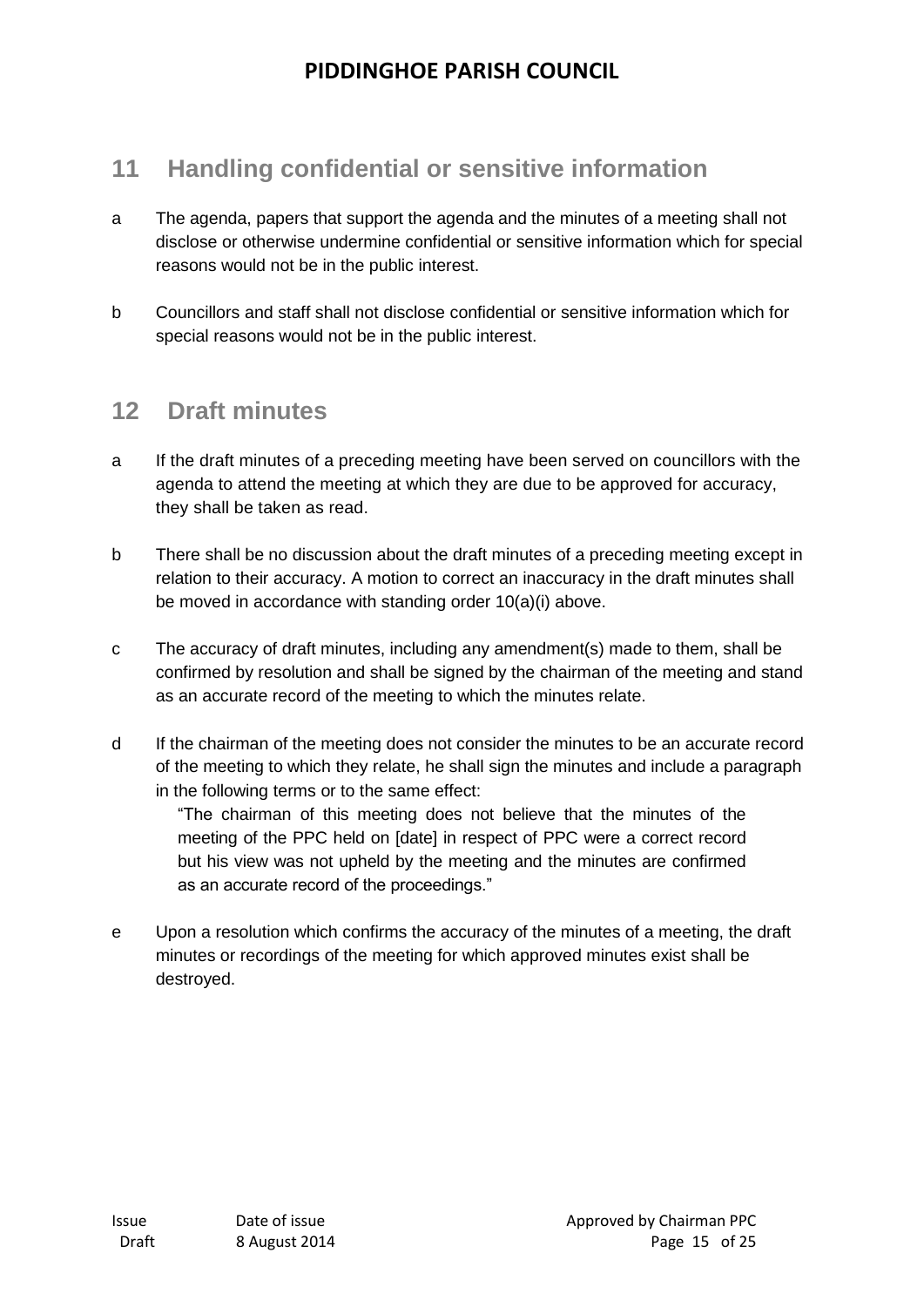## 11 Handling confidential or sensitive information

a The agenda, papers that support the agenda and the minutes of a meeting shall not disclose or otherwise undermine confidential or sensitive information which for special reasons would not be in the public interest.

b Councillors and staff shall not disclose confidential or sensitive information which for special reasons would not be in the public interest.

## 12 Draft minutes

a If the draft minutes of a preceding meeting have been served on councillors with the agenda to attend the meeting at which they are due to be approved for accuracy, they shall be taken as read.

b There shall be no discussion about the draft minutes of a preceding meeting except in relation to their accuracy. A motion to correct an inaccuracy in the draft minutes shall be moved in accordance with standing order 10(a)(i) above.

c The accuracy of draft minutes, including any amendment(s) made to them, shall be confirmed by resolution and shall be signed by the chairman of the meeting and stand as an accurate record of the meeting to which the minutes relate.

d If the chairman of the meeting does not consider the minutes to be an accurate record of the meeting to which they relate, he shall sign the minutes and include a paragraph in the following terms or to the same effect:

> "The chairman of this meeting does not believe that the minutes of the meeting of the PPC held on [date] in respect of PPC were a correct record but his view was not upheld by the meeting and the minutes are confirmed as an accurate record of the proceedings."

e Upon a resolution which confirms the accuracy of the minutes of a meeting, the draft minutes or recordings of the meeting for which approved minutes exist shall be destroyed.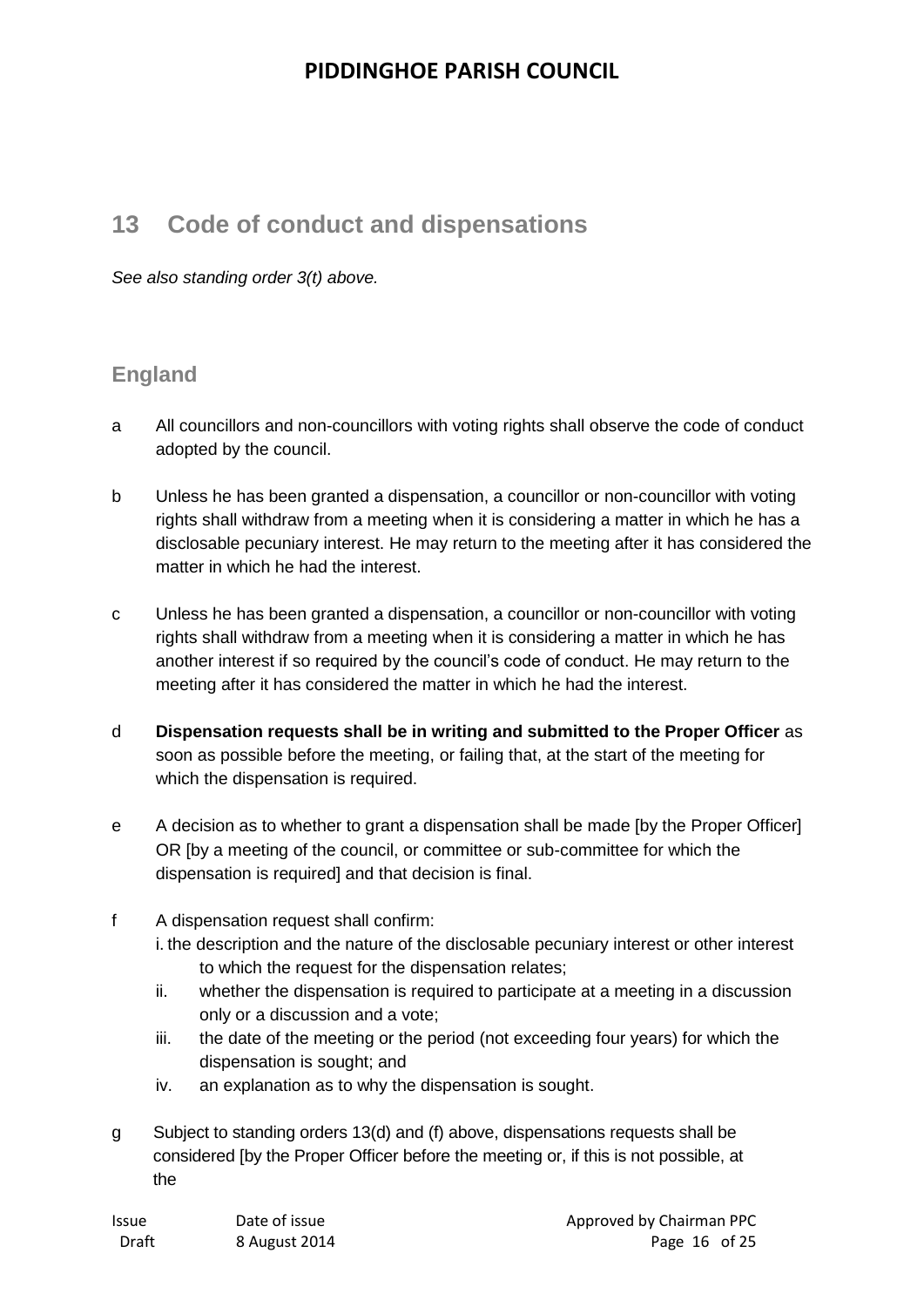## 13 Code of conduct and dispensations

*See also standing order 3(t) above.*

### England

a All councillors and non-councillors with voting rights shall observe the code of conduct adopted by the council.

b Unless he has been granted a dispensation, a councillor or non-councillor with voting rights shall withdraw from a meeting when it is considering a matter in which he has a disclosable pecuniary interest. He may return to the meeting after it has considered the matter in which he had the interest.

c Unless he has been granted a dispensation, a councillor or non-councillor with voting rights shall withdraw from a meeting when it is considering a matter in which he has another interest if so required by the council's code of conduct. He may return to the meeting after it has considered the matter in which he had the interest.

d **Dispensation requests shall be in writing and submitted to the Proper Officer** as soon as possible before the meeting, or failing that, at the start of the meeting for which the dispensation is required.

e A decision as to whether to grant a dispensation shall be made [by the Proper Officer] OR [by a meeting of the council, or committee or sub-committee for which the dispensation is required] and that decision is final.

f A dispensation request shall confirm:
   i. the description and the nature of the disclosable pecuniary interest or other interest to which the request for the dispensation relates;
   ii. whether the dispensation is required to participate at a meeting in a discussion only or a discussion and a vote;
   iii. the date of the meeting or the period (not exceeding four years) for which the dispensation is sought; and
   iv. an explanation as to why the dispensation is sought.

g Subject to standing orders 13(d) and (f) above, dispensations requests shall be considered [by the Proper Officer before the meeting or, if this is not possible, at the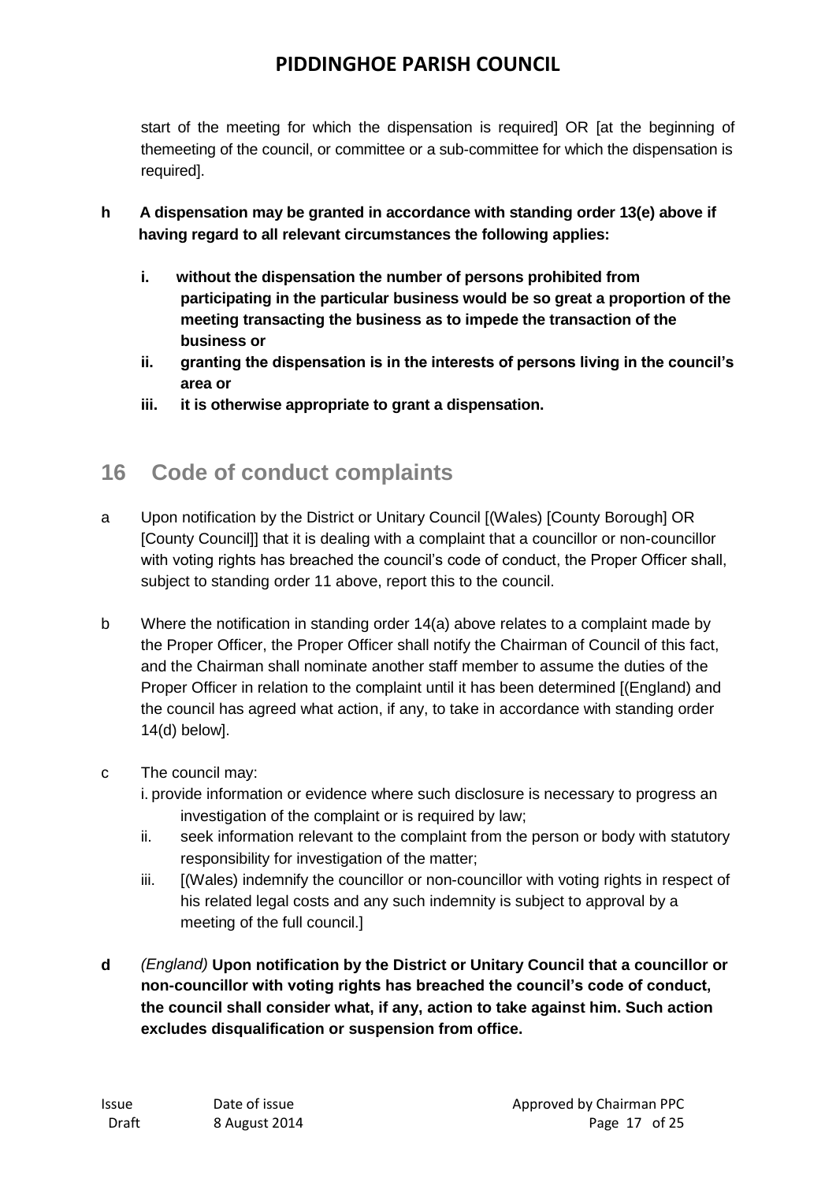start of the meeting for which the dispensation is required] OR [at the beginning of themeeting of the council, or committee or a sub-committee for which the dispensation is required].

**h A dispensation may be granted in accordance with standing order 13(e) above if having regard to all relevant circumstances the following applies:**

- **i. without the dispensation the number of persons prohibited from participating in the particular business would be so great a proportion of the meeting transacting the business as to impede the transaction of the business or**
- **ii. granting the dispensation is in the interests of persons living in the council's area or**
- **iii. it is otherwise appropriate to grant a dispensation.**

## 16 Code of conduct complaints

a Upon notification by the District or Unitary Council [(Wales) [County Borough] OR [County Council]] that it is dealing with a complaint that a councillor or non-councillor with voting rights has breached the council's code of conduct, the Proper Officer shall, subject to standing order 11 above, report this to the council.

b Where the notification in standing order 14(a) above relates to a complaint made by the Proper Officer, the Proper Officer shall notify the Chairman of Council of this fact, and the Chairman shall nominate another staff member to assume the duties of the Proper Officer in relation to the complaint until it has been determined [(England) and the council has agreed what action, if any, to take in accordance with standing order 14(d) below].

c The council may:

- i. provide information or evidence where such disclosure is necessary to progress an investigation of the complaint or is required by law;
- ii. seek information relevant to the complaint from the person or body with statutory responsibility for investigation of the matter;
- iii. [(Wales) indemnify the councillor or non-councillor with voting rights in respect of his related legal costs and any such indemnity is subject to approval by a meeting of the full council.]

**d** *(England)* **Upon notification by the District or Unitary Council that a councillor or non-councillor with voting rights has breached the council's code of conduct, the council shall consider what, if any, action to take against him. Such action excludes disqualification or suspension from office.**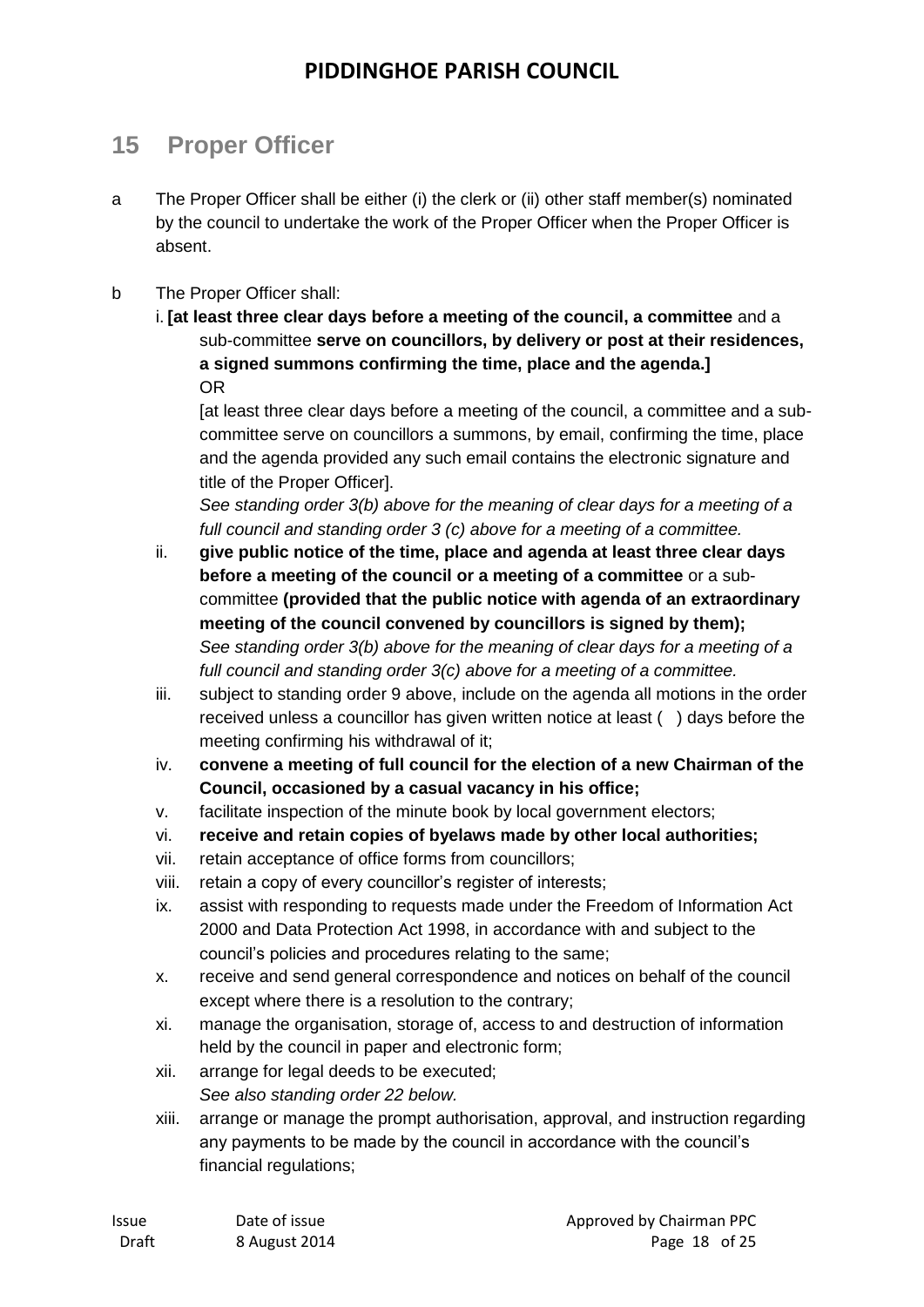## 15 Proper Officer

a The Proper Officer shall be either (i) the clerk or (ii) other staff member(s) nominated by the council to undertake the work of the Proper Officer when the Proper Officer is absent.

b The Proper Officer shall:

i. **[at least three clear days before a meeting of the council, a committee** and a sub-committee **serve on councillors, by delivery or post at their residences, a signed summons confirming the time, place and the agenda.]**
OR
[at least three clear days before a meeting of the council, a committee and a sub-committee serve on councillors a summons, by email, confirming the time, place and the agenda provided any such email contains the electronic signature and title of the Proper Officer].
*See standing order 3(b) above for the meaning of clear days for a meeting of a full council and standing order 3 (c) above for a meeting of a committee.*

ii. **give public notice of the time, place and agenda at least three clear days before a meeting of the council or a meeting of a committee** or a sub-committee **(provided that the public notice with agenda of an extraordinary meeting of the council convened by councillors is signed by them);**
*See standing order 3(b) above for the meaning of clear days for a meeting of a full council and standing order 3(c) above for a meeting of a committee.*

iii. subject to standing order 9 above, include on the agenda all motions in the order received unless a councillor has given written notice at least ( ) days before the meeting confirming his withdrawal of it;

iv. **convene a meeting of full council for the election of a new Chairman of the Council, occasioned by a casual vacancy in his office;**

v. facilitate inspection of the minute book by local government electors;

vi. **receive and retain copies of byelaws made by other local authorities;**

vii. retain acceptance of office forms from councillors;

viii. retain a copy of every councillor's register of interests;

ix. assist with responding to requests made under the Freedom of Information Act 2000 and Data Protection Act 1998, in accordance with and subject to the council's policies and procedures relating to the same;

x. receive and send general correspondence and notices on behalf of the council except where there is a resolution to the contrary;

xi. manage the organisation, storage of, access to and destruction of information held by the council in paper and electronic form;

xii. arrange for legal deeds to be executed;
*See also standing order 22 below.*

xiii. arrange or manage the prompt authorisation, approval, and instruction regarding any payments to be made by the council in accordance with the council's financial regulations;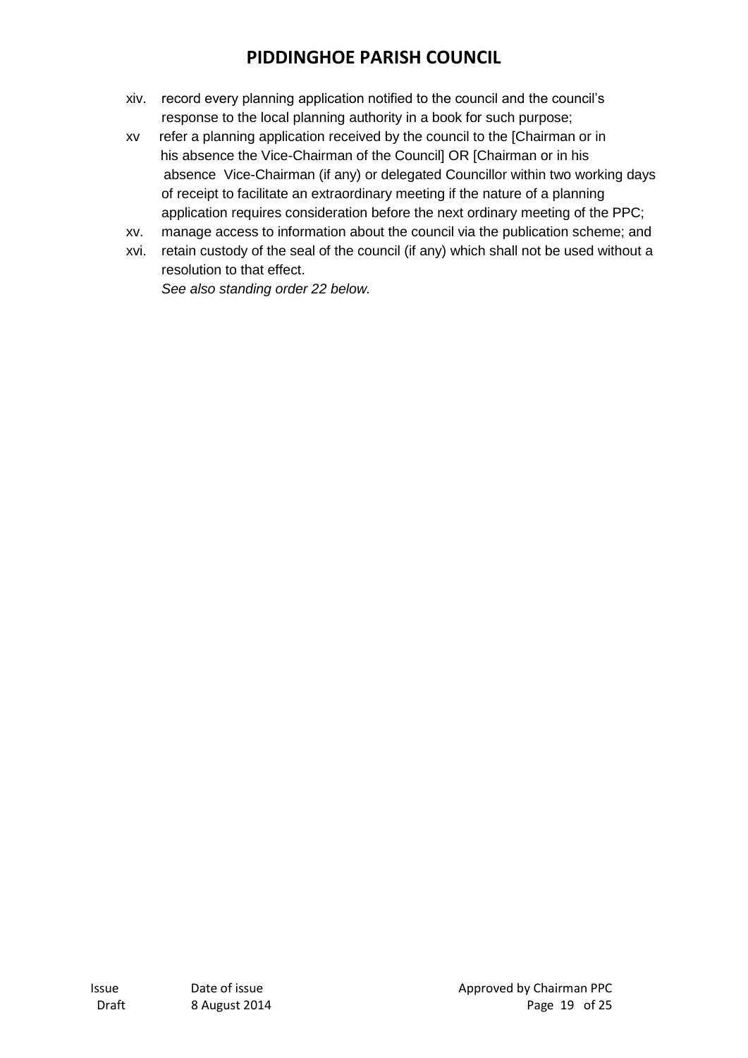xiv. record every planning application notified to the council and the council's response to the local planning authority in a book for such purpose;

xv refer a planning application received by the council to the [Chairman or in his absence the Vice-Chairman of the Council] OR [Chairman or in his absence Vice-Chairman (if any) or delegated Councillor within two working days of receipt to facilitate an extraordinary meeting if the nature of a planning application requires consideration before the next ordinary meeting of the PPC;

xv. manage access to information about the council via the publication scheme; and

xvi. retain custody of the seal of the council (if any) which shall not be used without a resolution to that effect.

*See also standing order 22 below.*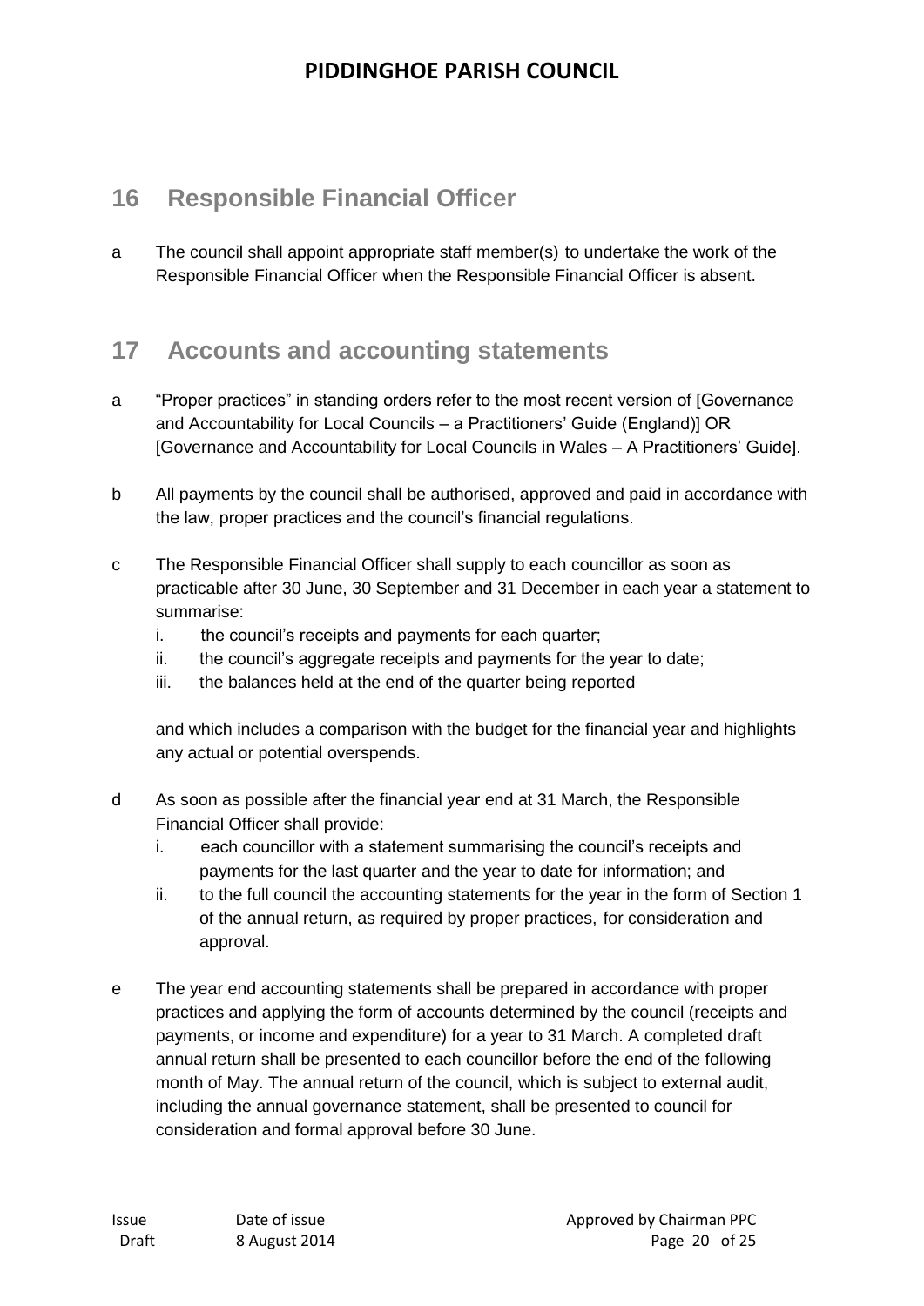## 16 Responsible Financial Officer

a The council shall appoint appropriate staff member(s) to undertake the work of the Responsible Financial Officer when the Responsible Financial Officer is absent.

## 17 Accounts and accounting statements

a "Proper practices" in standing orders refer to the most recent version of [Governance and Accountability for Local Councils – a Practitioners' Guide (England)] OR [Governance and Accountability for Local Councils in Wales – A Practitioners' Guide].

b All payments by the council shall be authorised, approved and paid in accordance with the law, proper practices and the council's financial regulations.

c The Responsible Financial Officer shall supply to each councillor as soon as practicable after 30 June, 30 September and 31 December in each year a statement to summarise:

  i. the council's receipts and payments for each quarter;
  ii. the council's aggregate receipts and payments for the year to date;
  iii. the balances held at the end of the quarter being reported

  and which includes a comparison with the budget for the financial year and highlights any actual or potential overspends.

d As soon as possible after the financial year end at 31 March, the Responsible Financial Officer shall provide:

  i. each councillor with a statement summarising the council's receipts and payments for the last quarter and the year to date for information; and
  ii. to the full council the accounting statements for the year in the form of Section 1 of the annual return, as required by proper practices, for consideration and approval.

e The year end accounting statements shall be prepared in accordance with proper practices and applying the form of accounts determined by the council (receipts and payments, or income and expenditure) for a year to 31 March. A completed draft annual return shall be presented to each councillor before the end of the following month of May. The annual return of the council, which is subject to external audit, including the annual governance statement, shall be presented to council for consideration and formal approval before 30 June.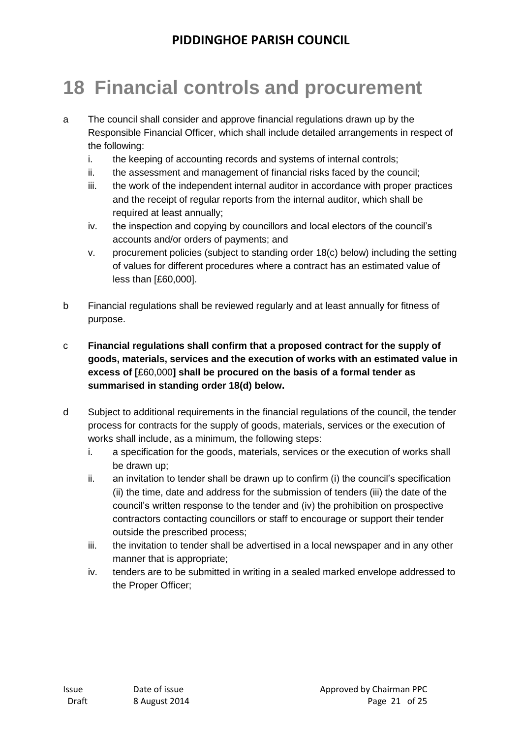# 18 Financial controls and procurement

a The council shall consider and approve financial regulations drawn up by the Responsible Financial Officer, which shall include detailed arrangements in respect of the following:

   i. the keeping of accounting records and systems of internal controls;
   ii. the assessment and management of financial risks faced by the council;
   iii. the work of the independent internal auditor in accordance with proper practices and the receipt of regular reports from the internal auditor, which shall be required at least annually;
   iv. the inspection and copying by councillors and local electors of the council's accounts and/or orders of payments; and
   v. procurement policies (subject to standing order 18(c) below) including the setting of values for different procedures where a contract has an estimated value of less than [£60,000].

b Financial regulations shall be reviewed regularly and at least annually for fitness of purpose.

c **Financial regulations shall confirm that a proposed contract for the supply of goods, materials, services and the execution of works with an estimated value in excess of [**£60,000**] shall be procured on the basis of a formal tender as summarised in standing order 18(d) below.**

d Subject to additional requirements in the financial regulations of the council, the tender process for contracts for the supply of goods, materials, services or the execution of works shall include, as a minimum, the following steps:

   i. a specification for the goods, materials, services or the execution of works shall be drawn up;
   ii. an invitation to tender shall be drawn up to confirm (i) the council's specification (ii) the time, date and address for the submission of tenders (iii) the date of the council's written response to the tender and (iv) the prohibition on prospective contractors contacting councillors or staff to encourage or support their tender outside the prescribed process;
   iii. the invitation to tender shall be advertised in a local newspaper and in any other manner that is appropriate;
   iv. tenders are to be submitted in writing in a sealed marked envelope addressed to the Proper Officer;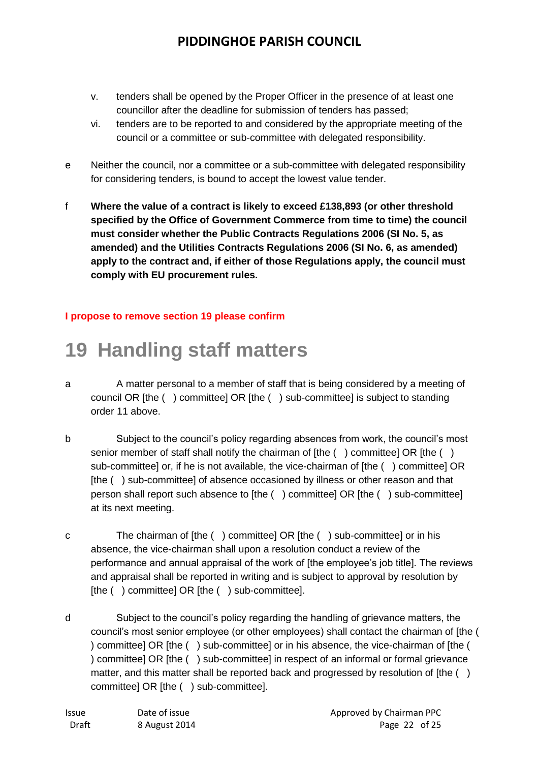v. tenders shall be opened by the Proper Officer in the presence of at least one councillor after the deadline for submission of tenders has passed;

vi. tenders are to be reported to and considered by the appropriate meeting of the council or a committee or sub-committee with delegated responsibility.

e Neither the council, nor a committee or a sub-committee with delegated responsibility for considering tenders, is bound to accept the lowest value tender.

f **Where the value of a contract is likely to exceed £138,893 (or other threshold specified by the Office of Government Commerce from time to time) the council must consider whether the Public Contracts Regulations 2006 (SI No. 5, as amended) and the Utilities Contracts Regulations 2006 (SI No. 6, as amended) apply to the contract and, if either of those Regulations apply, the council must comply with EU procurement rules.**

**I propose to remove section 19 please confirm**

# 19 Handling staff matters

a A matter personal to a member of staff that is being considered by a meeting of council OR [the ( ) committee] OR [the ( ) sub-committee] is subject to standing order 11 above.

b Subject to the council's policy regarding absences from work, the council's most senior member of staff shall notify the chairman of [the ( ) committee] OR [the ( ) sub-committee] or, if he is not available, the vice-chairman of [the ( ) committee] OR [the ( ) sub-committee] of absence occasioned by illness or other reason and that person shall report such absence to [the ( ) committee] OR [the ( ) sub-committee] at its next meeting.

c The chairman of [the ( ) committee] OR [the ( ) sub-committee] or in his absence, the vice-chairman shall upon a resolution conduct a review of the performance and annual appraisal of the work of [the employee's job title]. The reviews and appraisal shall be reported in writing and is subject to approval by resolution by [the ( ) committee] OR [the ( ) sub-committee].

d Subject to the council's policy regarding the handling of grievance matters, the council's most senior employee (or other employees) shall contact the chairman of [the ( ) committee] OR [the ( ) sub-committee] or in his absence, the vice-chairman of [the ( ) committee] OR [the ( ) sub-committee] in respect of an informal or formal grievance matter, and this matter shall be reported back and progressed by resolution of [the ( ) committee] OR [the ( ) sub-committee].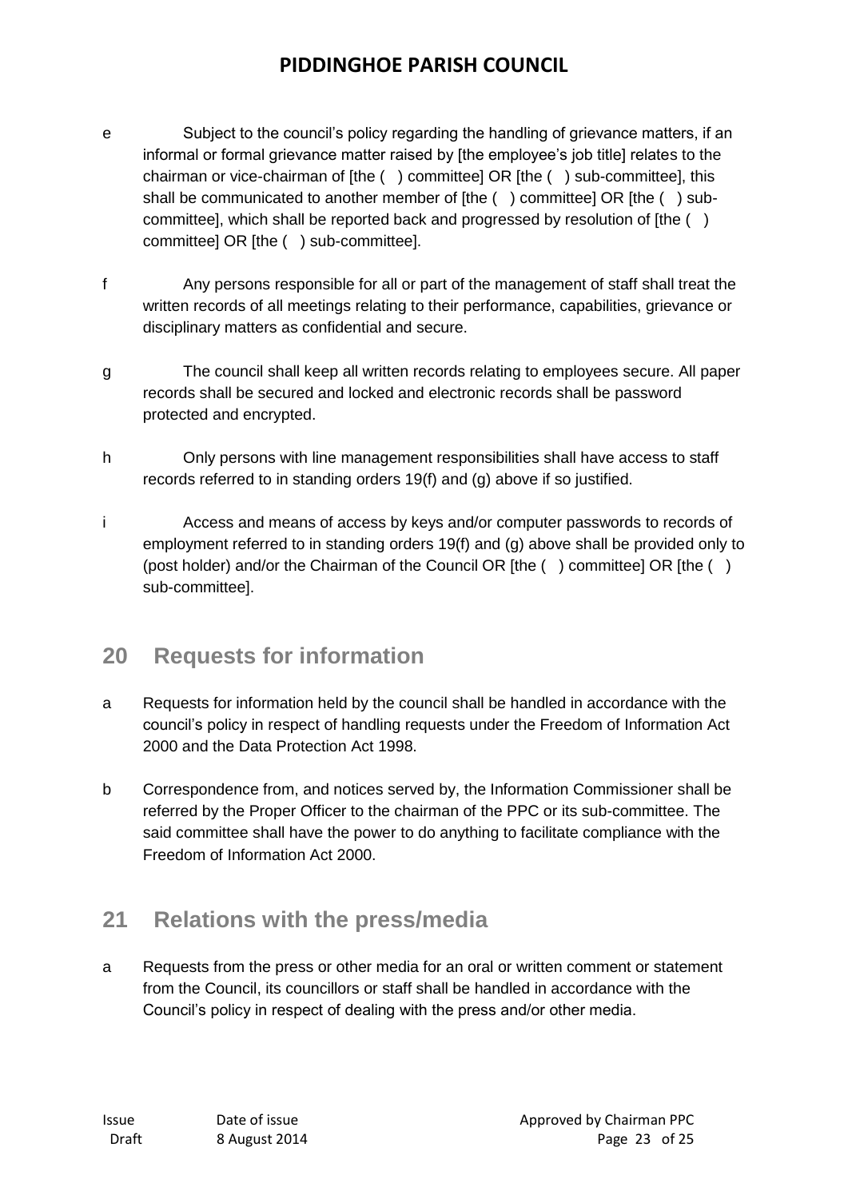e Subject to the council's policy regarding the handling of grievance matters, if an informal or formal grievance matter raised by [the employee's job title] relates to the chairman or vice-chairman of [the ( ) committee] OR [the ( ) sub-committee], this shall be communicated to another member of [the ( ) committee] OR [the ( ) sub-committee], which shall be reported back and progressed by resolution of [the ( ) committee] OR [the ( ) sub-committee].

f Any persons responsible for all or part of the management of staff shall treat the written records of all meetings relating to their performance, capabilities, grievance or disciplinary matters as confidential and secure.

g The council shall keep all written records relating to employees secure. All paper records shall be secured and locked and electronic records shall be password protected and encrypted.

h Only persons with line management responsibilities shall have access to staff records referred to in standing orders 19(f) and (g) above if so justified.

i Access and means of access by keys and/or computer passwords to records of employment referred to in standing orders 19(f) and (g) above shall be provided only to (post holder) and/or the Chairman of the Council OR [the ( ) committee] OR [the ( ) sub-committee].

## 20 Requests for information

a Requests for information held by the council shall be handled in accordance with the council's policy in respect of handling requests under the Freedom of Information Act 2000 and the Data Protection Act 1998.

b Correspondence from, and notices served by, the Information Commissioner shall be referred by the Proper Officer to the chairman of the PPC or its sub-committee. The said committee shall have the power to do anything to facilitate compliance with the Freedom of Information Act 2000.

## 21 Relations with the press/media

a Requests from the press or other media for an oral or written comment or statement from the Council, its councillors or staff shall be handled in accordance with the Council's policy in respect of dealing with the press and/or other media.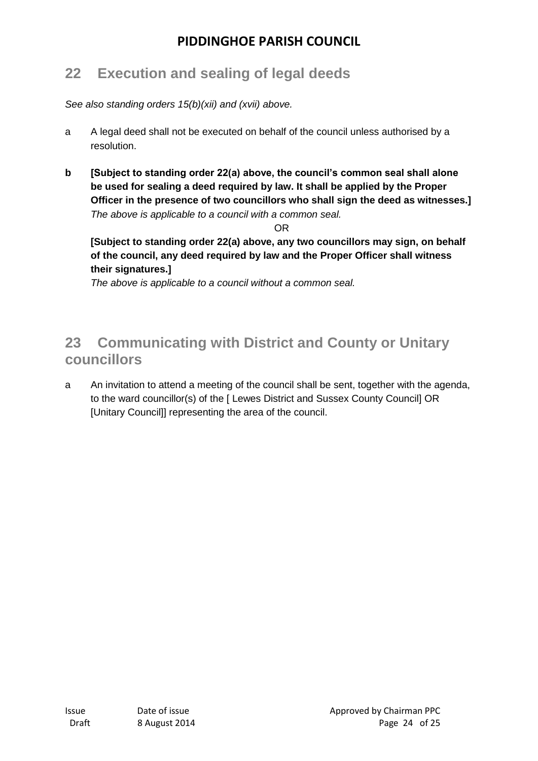## 22 Execution and sealing of legal deeds

*See also standing orders 15(b)(xii) and (xvii) above.*

a A legal deed shall not be executed on behalf of the council unless authorised by a resolution.

**b [Subject to standing order 22(a) above, the council's common seal shall alone be used for sealing a deed required by law. It shall be applied by the Proper Officer in the presence of two councillors who shall sign the deed as witnesses.]**
*The above is applicable to a council with a common seal.*

OR

**[Subject to standing order 22(a) above, any two councillors may sign, on behalf of the council, any deed required by law and the Proper Officer shall witness their signatures.]**
*The above is applicable to a council without a common seal.*

## 23 Communicating with District and County or Unitary councillors

a An invitation to attend a meeting of the council shall be sent, together with the agenda, to the ward councillor(s) of the [ Lewes District and Sussex County Council] OR [Unitary Council]] representing the area of the council.

Issue Draft | Date of issue 8 August 2014 | Approved by Chairman PPC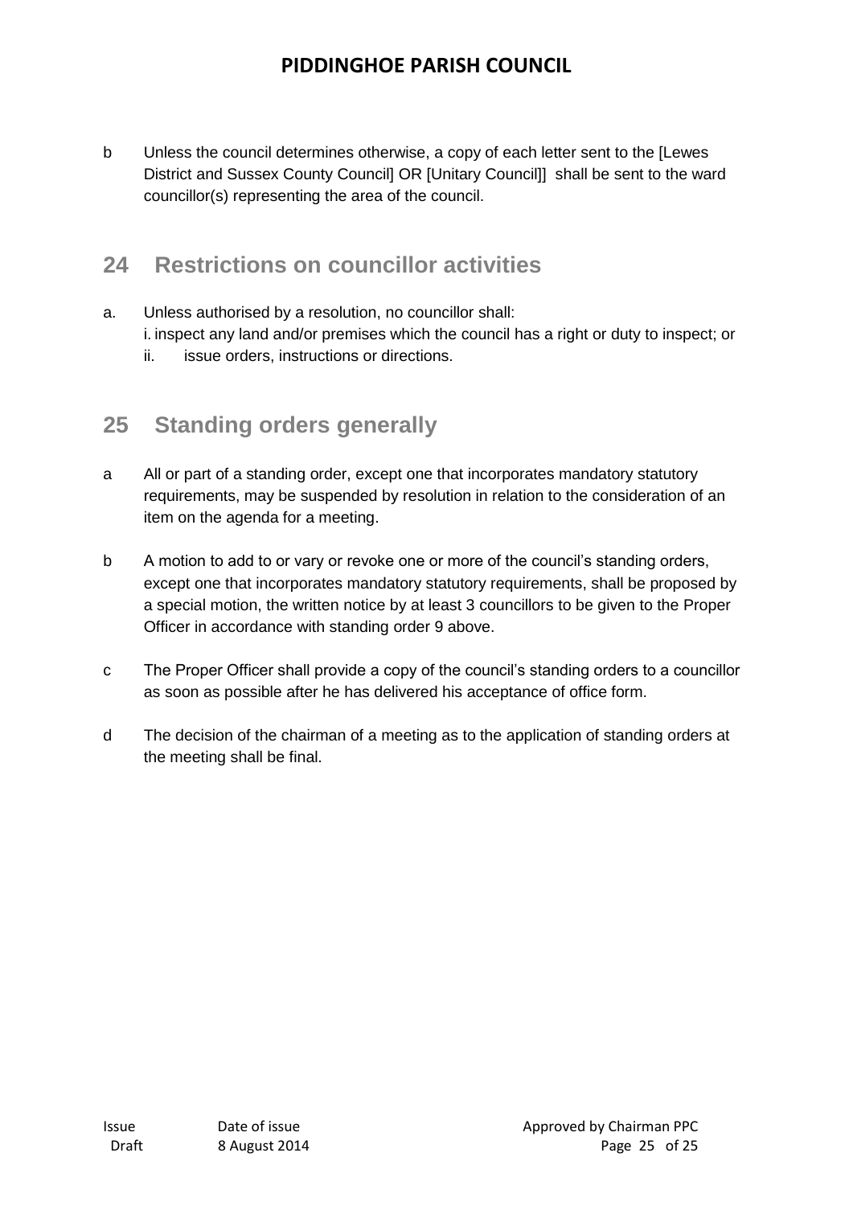b Unless the council determines otherwise, a copy of each letter sent to the [Lewes District and Sussex County Council] OR [Unitary Council]] shall be sent to the ward councillor(s) representing the area of the council.

## 24 Restrictions on councillor activities

a. Unless authorised by a resolution, no councillor shall:
   i. inspect any land and/or premises which the council has a right or duty to inspect; or
   ii. issue orders, instructions or directions.

## 25 Standing orders generally

a All or part of a standing order, except one that incorporates mandatory statutory requirements, may be suspended by resolution in relation to the consideration of an item on the agenda for a meeting.

b A motion to add to or vary or revoke one or more of the council's standing orders, except one that incorporates mandatory statutory requirements, shall be proposed by a special motion, the written notice by at least 3 councillors to be given to the Proper Officer in accordance with standing order 9 above.

c The Proper Officer shall provide a copy of the council's standing orders to a councillor as soon as possible after he has delivered his acceptance of office form.

d The decision of the chairman of a meeting as to the application of standing orders at the meeting shall be final.